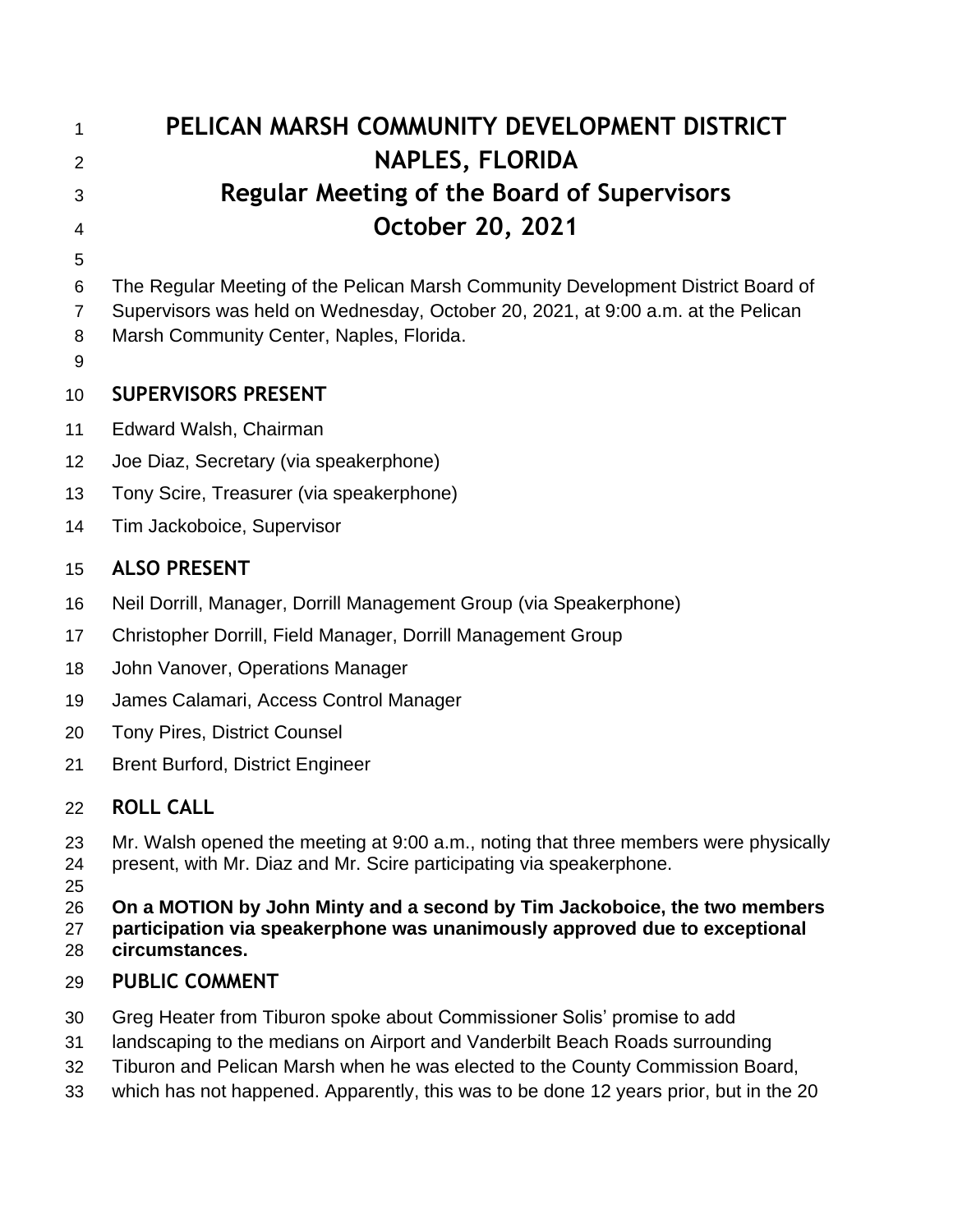# PELICAN MARSH COMMUNITY DEVELOPMENT DISTRICT
# NAPLES, FLORIDA
# Regular Meeting of the Board of Supervisors
# October 20, 2021

The Regular Meeting of the Pelican Marsh Community Development District Board of Supervisors was held on Wednesday, October 20, 2021, at 9:00 a.m. at the Pelican Marsh Community Center, Naples, Florida.

## SUPERVISORS PRESENT

Edward Walsh, Chairman

Joe Diaz, Secretary (via speakerphone)

Tony Scire, Treasurer (via speakerphone)

Tim Jackoboice, Supervisor

## ALSO PRESENT

Neil Dorrill, Manager, Dorrill Management Group (via Speakerphone)

Christopher Dorrill, Field Manager, Dorrill Management Group

John Vanover, Operations Manager

James Calamari, Access Control Manager

Tony Pires, District Counsel

Brent Burford, District Engineer

## ROLL CALL

Mr. Walsh opened the meeting at 9:00 a.m., noting that three members were physically present, with Mr. Diaz and Mr. Scire participating via speakerphone.

**On a MOTION by John Minty and a second by Tim Jackoboice, the two members participation via speakerphone was unanimously approved due to exceptional circumstances.**

## PUBLIC COMMENT

Greg Heater from Tiburon spoke about Commissioner Solis' promise to add landscaping to the medians on Airport and Vanderbilt Beach Roads surrounding Tiburon and Pelican Marsh when he was elected to the County Commission Board, which has not happened. Apparently, this was to be done 12 years prior, but in the 20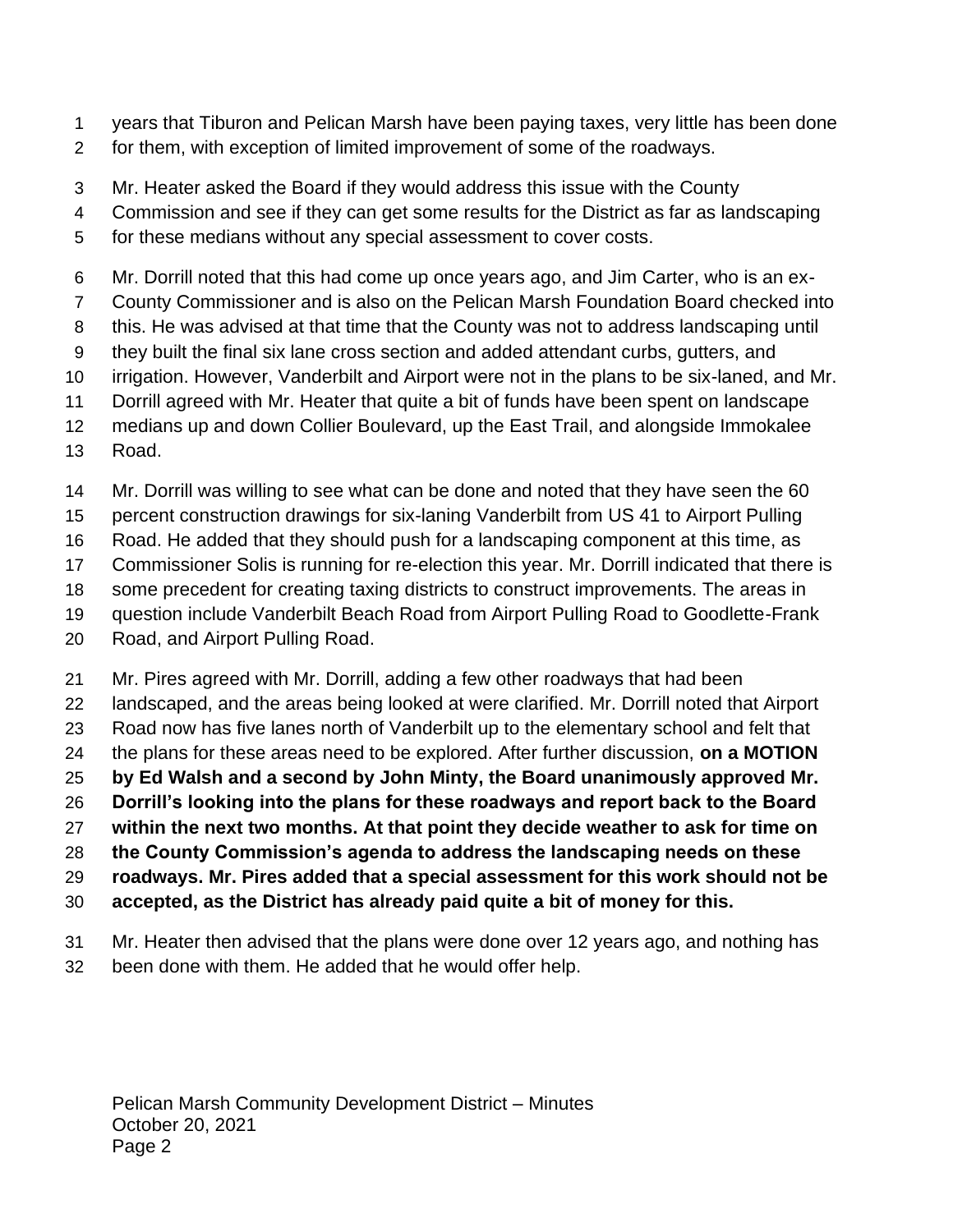years that Tiburon and Pelican Marsh have been paying taxes, very little has been done for them, with exception of limited improvement of some of the roadways.

Mr. Heater asked the Board if they would address this issue with the County Commission and see if they can get some results for the District as far as landscaping for these medians without any special assessment to cover costs.

Mr. Dorrill noted that this had come up once years ago, and Jim Carter, who is an ex-County Commissioner and is also on the Pelican Marsh Foundation Board checked into this. He was advised at that time that the County was not to address landscaping until they built the final six lane cross section and added attendant curbs, gutters, and irrigation. However, Vanderbilt and Airport were not in the plans to be six-laned, and Mr. Dorrill agreed with Mr. Heater that quite a bit of funds have been spent on landscape medians up and down Collier Boulevard, up the East Trail, and alongside Immokalee Road.

Mr. Dorrill was willing to see what can be done and noted that they have seen the 60 percent construction drawings for six-laning Vanderbilt from US 41 to Airport Pulling Road. He added that they should push for a landscaping component at this time, as Commissioner Solis is running for re-election this year. Mr. Dorrill indicated that there is some precedent for creating taxing districts to construct improvements. The areas in question include Vanderbilt Beach Road from Airport Pulling Road to Goodlette-Frank Road, and Airport Pulling Road.

Mr. Pires agreed with Mr. Dorrill, adding a few other roadways that had been landscaped, and the areas being looked at were clarified. Mr. Dorrill noted that Airport Road now has five lanes north of Vanderbilt up to the elementary school and felt that the plans for these areas need to be explored. After further discussion, **on a MOTION by Ed Walsh and a second by John Minty, the Board unanimously approved Mr. Dorrill's looking into the plans for these roadways and report back to the Board within the next two months. At that point they decide weather to ask for time on the County Commission's agenda to address the landscaping needs on these roadways. Mr. Pires added that a special assessment for this work should not be accepted, as the District has already paid quite a bit of money for this.**

Mr. Heater then advised that the plans were done over 12 years ago, and nothing has been done with them. He added that he would offer help.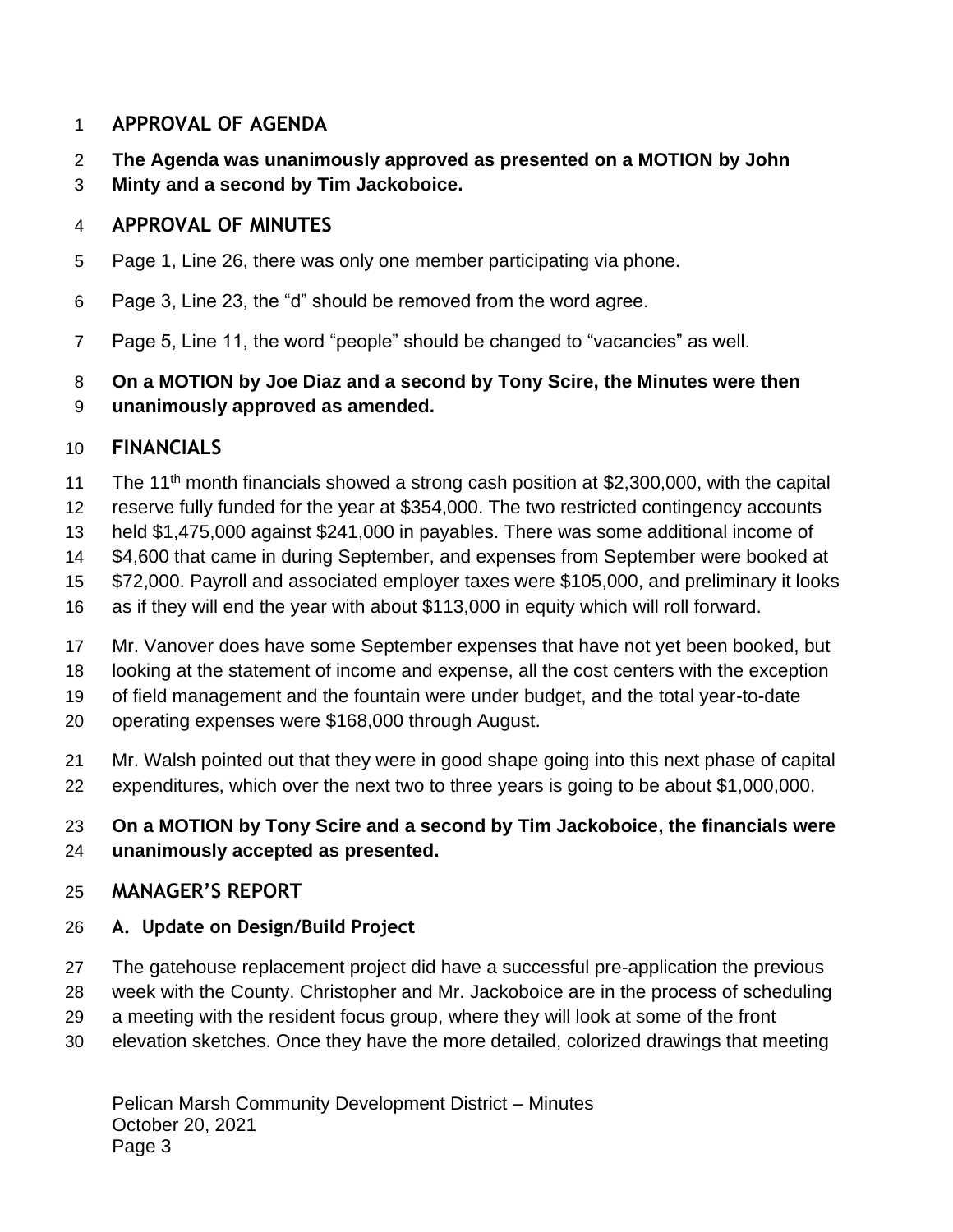## APPROVAL OF AGENDA

**The Agenda was unanimously approved as presented on a MOTION by John Minty and a second by Tim Jackoboice.**

## APPROVAL OF MINUTES

Page 1, Line 26, there was only one member participating via phone.

Page 3, Line 23, the "d" should be removed from the word agree.

Page 5, Line 11, the word "people" should be changed to "vacancies" as well.

**On a MOTION by Joe Diaz and a second by Tony Scire, the Minutes were then unanimously approved as amended.**

## FINANCIALS

The 11th month financials showed a strong cash position at $2,300,000, with the capital reserve fully funded for the year at $354,000. The two restricted contingency accounts held $1,475,000 against $241,000 in payables. There was some additional income of $4,600 that came in during September, and expenses from September were booked at $72,000. Payroll and associated employer taxes were $105,000, and preliminary it looks as if they will end the year with about $113,000 in equity which will roll forward.

Mr. Vanover does have some September expenses that have not yet been booked, but looking at the statement of income and expense, all the cost centers with the exception of field management and the fountain were under budget, and the total year-to-date operating expenses were $168,000 through August.

Mr. Walsh pointed out that they were in good shape going into this next phase of capital expenditures, which over the next two to three years is going to be about $1,000,000.

**On a MOTION by Tony Scire and a second by Tim Jackoboice, the financials were unanimously accepted as presented.**

## MANAGER'S REPORT

### A. Update on Design/Build Project

The gatehouse replacement project did have a successful pre-application the previous week with the County. Christopher and Mr. Jackoboice are in the process of scheduling a meeting with the resident focus group, where they will look at some of the front elevation sketches. Once they have the more detailed, colorized drawings that meeting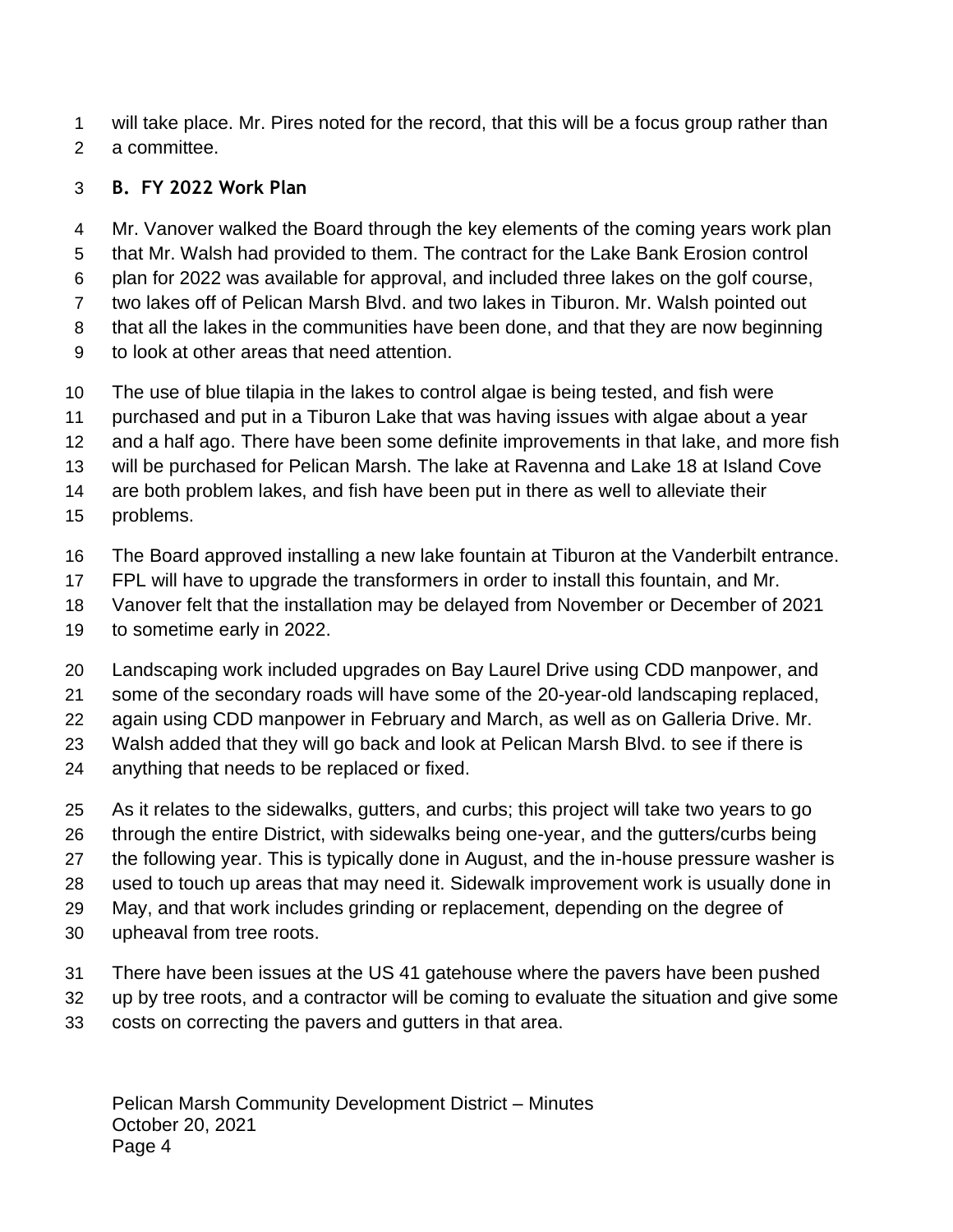will take place. Mr. Pires noted for the record, that this will be a focus group rather than a committee.

### B. FY 2022 Work Plan

Mr. Vanover walked the Board through the key elements of the coming years work plan that Mr. Walsh had provided to them. The contract for the Lake Bank Erosion control plan for 2022 was available for approval, and included three lakes on the golf course, two lakes off of Pelican Marsh Blvd. and two lakes in Tiburon. Mr. Walsh pointed out that all the lakes in the communities have been done, and that they are now beginning to look at other areas that need attention.

The use of blue tilapia in the lakes to control algae is being tested, and fish were purchased and put in a Tiburon Lake that was having issues with algae about a year and a half ago. There have been some definite improvements in that lake, and more fish will be purchased for Pelican Marsh. The lake at Ravenna and Lake 18 at Island Cove are both problem lakes, and fish have been put in there as well to alleviate their problems.

The Board approved installing a new lake fountain at Tiburon at the Vanderbilt entrance. FPL will have to upgrade the transformers in order to install this fountain, and Mr. Vanover felt that the installation may be delayed from November or December of 2021 to sometime early in 2022.

Landscaping work included upgrades on Bay Laurel Drive using CDD manpower, and some of the secondary roads will have some of the 20-year-old landscaping replaced, again using CDD manpower in February and March, as well as on Galleria Drive. Mr. Walsh added that they will go back and look at Pelican Marsh Blvd. to see if there is anything that needs to be replaced or fixed.

As it relates to the sidewalks, gutters, and curbs; this project will take two years to go through the entire District, with sidewalks being one-year, and the gutters/curbs being the following year. This is typically done in August, and the in-house pressure washer is used to touch up areas that may need it. Sidewalk improvement work is usually done in May, and that work includes grinding or replacement, depending on the degree of upheaval from tree roots.

There have been issues at the US 41 gatehouse where the pavers have been pushed up by tree roots, and a contractor will be coming to evaluate the situation and give some costs on correcting the pavers and gutters in that area.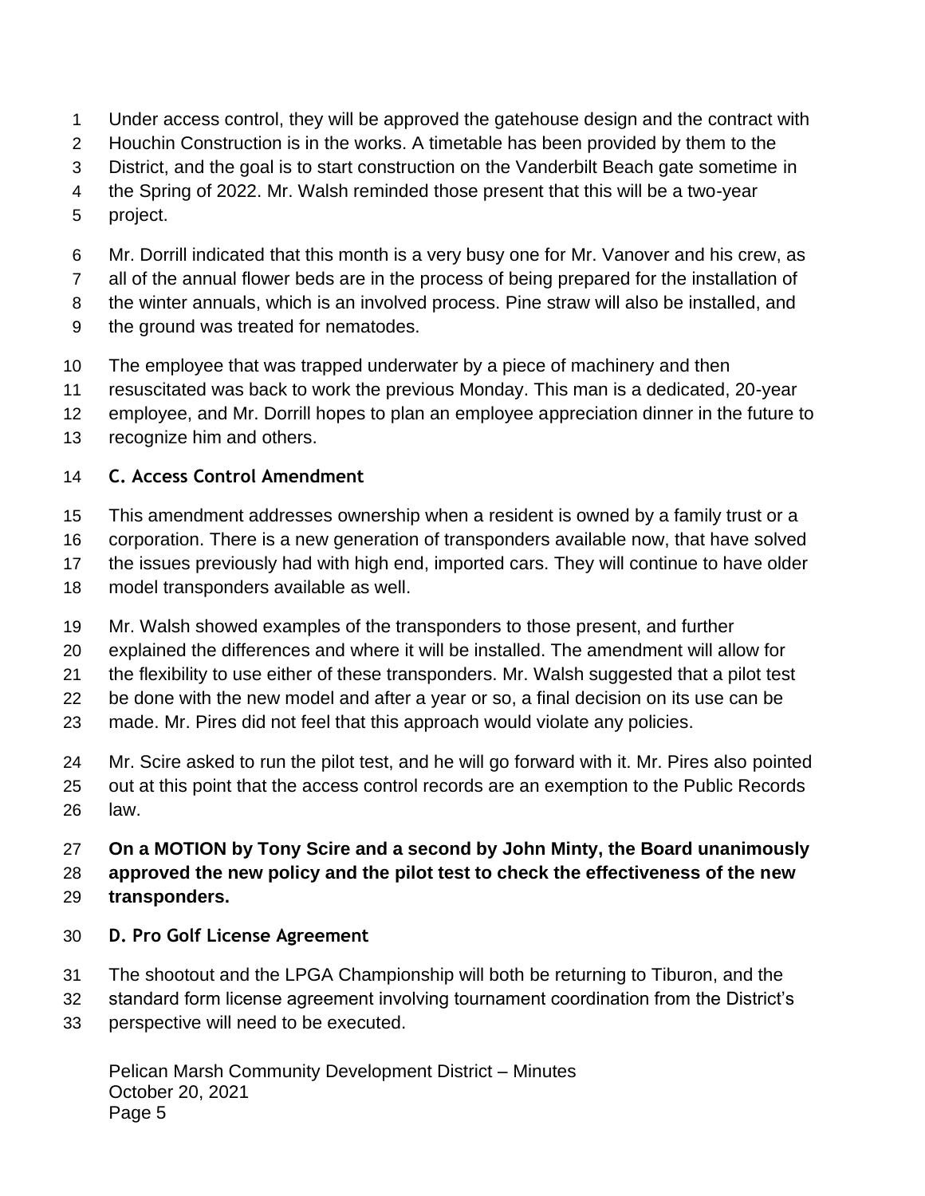Under access control, they will be approved the gatehouse design and the contract with Houchin Construction is in the works. A timetable has been provided by them to the District, and the goal is to start construction on the Vanderbilt Beach gate sometime in the Spring of 2022. Mr. Walsh reminded those present that this will be a two-year project.

Mr. Dorrill indicated that this month is a very busy one for Mr. Vanover and his crew, as all of the annual flower beds are in the process of being prepared for the installation of the winter annuals, which is an involved process. Pine straw will also be installed, and the ground was treated for nematodes.

The employee that was trapped underwater by a piece of machinery and then resuscitated was back to work the previous Monday. This man is a dedicated, 20-year employee, and Mr. Dorrill hopes to plan an employee appreciation dinner in the future to recognize him and others.

**C. Access Control Amendment**

This amendment addresses ownership when a resident is owned by a family trust or a corporation. There is a new generation of transponders available now, that have solved the issues previously had with high end, imported cars. They will continue to have older model transponders available as well.

Mr. Walsh showed examples of the transponders to those present, and further explained the differences and where it will be installed. The amendment will allow for the flexibility to use either of these transponders. Mr. Walsh suggested that a pilot test be done with the new model and after a year or so, a final decision on its use can be made. Mr. Pires did not feel that this approach would violate any policies.

Mr. Scire asked to run the pilot test, and he will go forward with it. Mr. Pires also pointed out at this point that the access control records are an exemption to the Public Records law.

**On a MOTION by Tony Scire and a second by John Minty, the Board unanimously approved the new policy and the pilot test to check the effectiveness of the new transponders.**

**D. Pro Golf License Agreement**

The shootout and the LPGA Championship will both be returning to Tiburon, and the standard form license agreement involving tournament coordination from the District's perspective will need to be executed.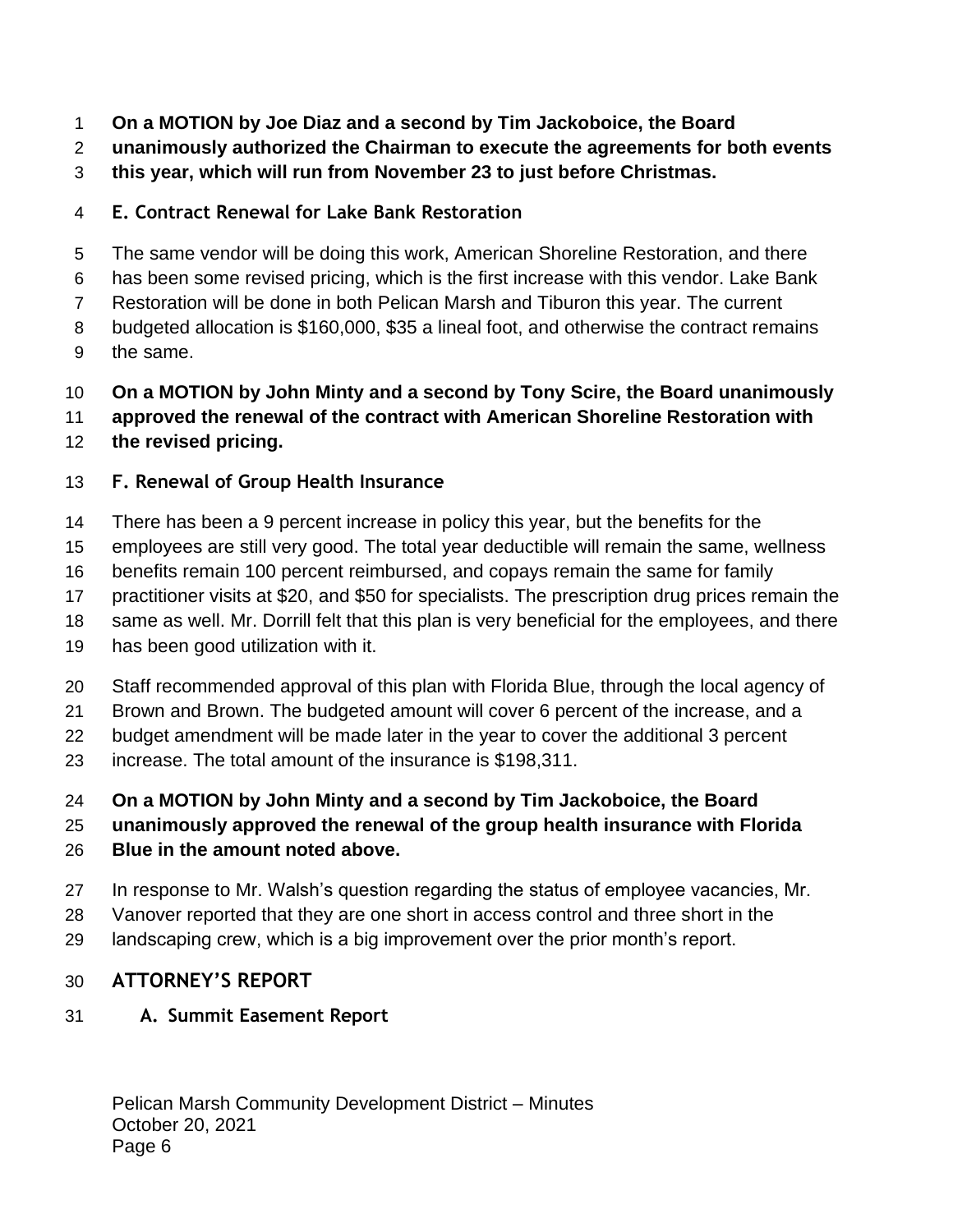**On a MOTION by Joe Diaz and a second by Tim Jackoboice, the Board unanimously authorized the Chairman to execute the agreements for both events this year, which will run from November 23 to just before Christmas.**

### E. Contract Renewal for Lake Bank Restoration

The same vendor will be doing this work, American Shoreline Restoration, and there has been some revised pricing, which is the first increase with this vendor. Lake Bank Restoration will be done in both Pelican Marsh and Tiburon this year. The current budgeted allocation is $160,000, $35 a lineal foot, and otherwise the contract remains the same.

**On a MOTION by John Minty and a second by Tony Scire, the Board unanimously approved the renewal of the contract with American Shoreline Restoration with the revised pricing.**

### F. Renewal of Group Health Insurance

There has been a 9 percent increase in policy this year, but the benefits for the employees are still very good. The total year deductible will remain the same, wellness benefits remain 100 percent reimbursed, and copays remain the same for family practitioner visits at $20, and $50 for specialists. The prescription drug prices remain the same as well. Mr. Dorrill felt that this plan is very beneficial for the employees, and there has been good utilization with it.

Staff recommended approval of this plan with Florida Blue, through the local agency of Brown and Brown. The budgeted amount will cover 6 percent of the increase, and a budget amendment will be made later in the year to cover the additional 3 percent increase. The total amount of the insurance is $198,311.

**On a MOTION by John Minty and a second by Tim Jackoboice, the Board unanimously approved the renewal of the group health insurance with Florida Blue in the amount noted above.**

In response to Mr. Walsh's question regarding the status of employee vacancies, Mr. Vanover reported that they are one short in access control and three short in the landscaping crew, which is a big improvement over the prior month's report.

## ATTORNEY'S REPORT

### A. Summit Easement Report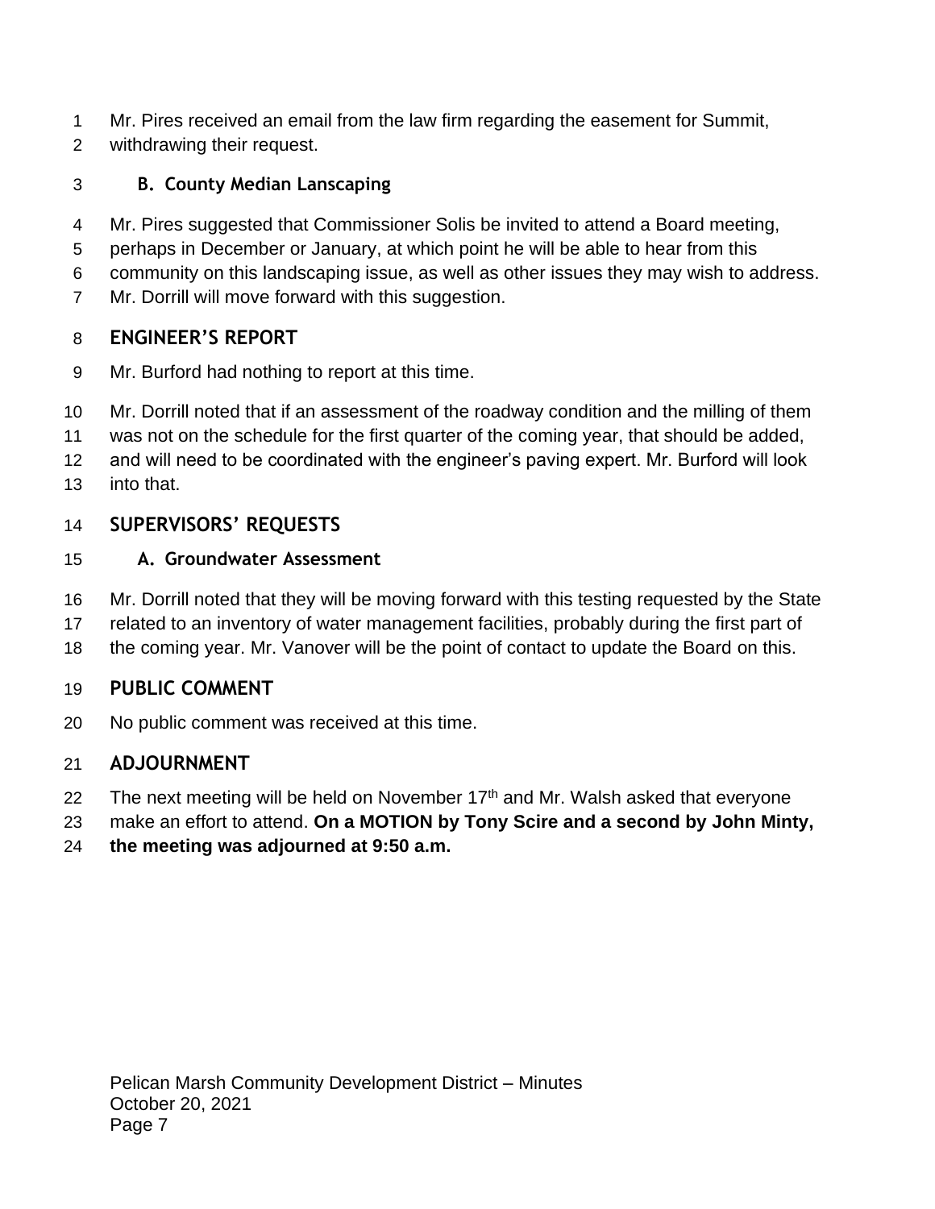Mr. Pires received an email from the law firm regarding the easement for Summit, withdrawing their request.

### B. County Median Lanscaping

Mr. Pires suggested that Commissioner Solis be invited to attend a Board meeting, perhaps in December or January, at which point he will be able to hear from this community on this landscaping issue, as well as other issues they may wish to address. Mr. Dorrill will move forward with this suggestion.

## ENGINEER'S REPORT

Mr. Burford had nothing to report at this time.

Mr. Dorrill noted that if an assessment of the roadway condition and the milling of them was not on the schedule for the first quarter of the coming year, that should be added, and will need to be coordinated with the engineer's paving expert. Mr. Burford will look into that.

## SUPERVISORS' REQUESTS

### A. Groundwater Assessment

Mr. Dorrill noted that they will be moving forward with this testing requested by the State related to an inventory of water management facilities, probably during the first part of the coming year. Mr. Vanover will be the point of contact to update the Board on this.

## PUBLIC COMMENT

No public comment was received at this time.

## ADJOURNMENT

The next meeting will be held on November 17th and Mr. Walsh asked that everyone make an effort to attend. **On a MOTION by Tony Scire and a second by John Minty, the meeting was adjourned at 9:50 a.m.**